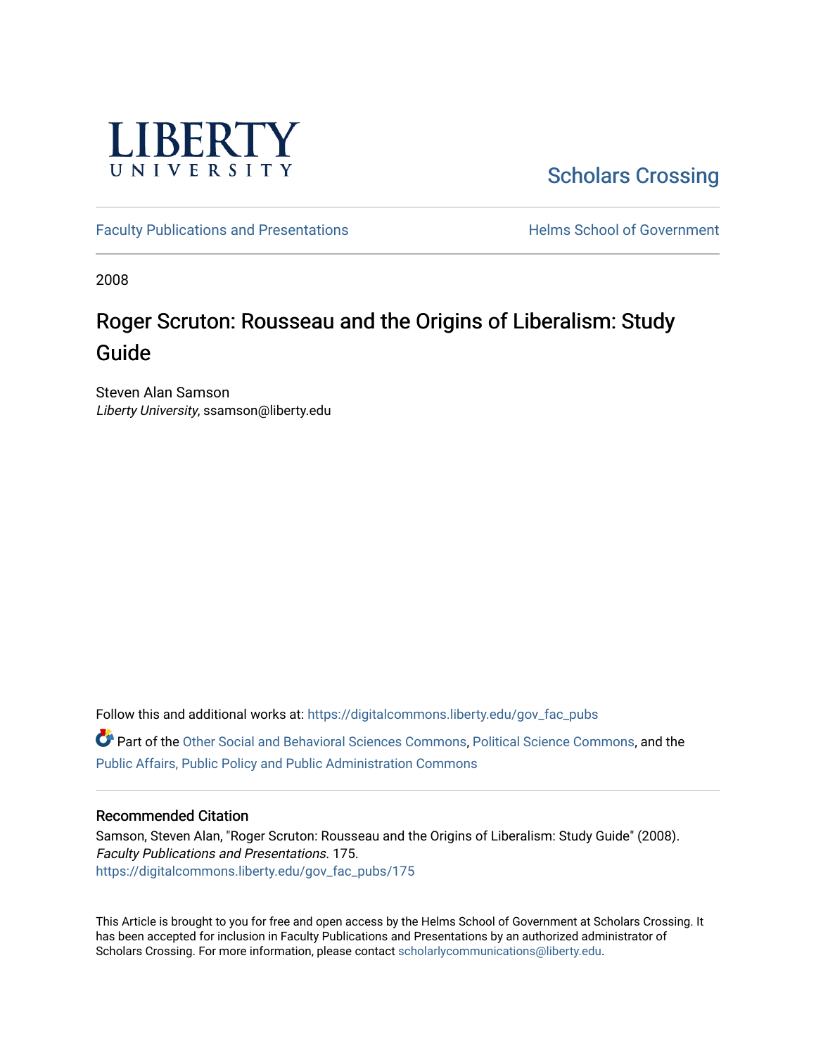LIBERTY UNIVERSITY

Scholars Crossing

Faculty Publications and Presentations

Helms School of Government

2008

# Roger Scruton: Rousseau and the Origins of Liberalism: Study Guide

Steven Alan Samson
*Liberty University*, ssamson@liberty.edu

Follow this and additional works at: https://digitalcommons.liberty.edu/gov_fac_pubs

Part of the Other Social and Behavioral Sciences Commons, Political Science Commons, and the Public Affairs, Public Policy and Public Administration Commons

## Recommended Citation

Samson, Steven Alan, "Roger Scruton: Rousseau and the Origins of Liberalism: Study Guide" (2008). *Faculty Publications and Presentations*. 175.
https://digitalcommons.liberty.edu/gov_fac_pubs/175

This Article is brought to you for free and open access by the Helms School of Government at Scholars Crossing. It has been accepted for inclusion in Faculty Publications and Presentations by an authorized administrator of Scholars Crossing. For more information, please contact scholarlycommunications@liberty.edu.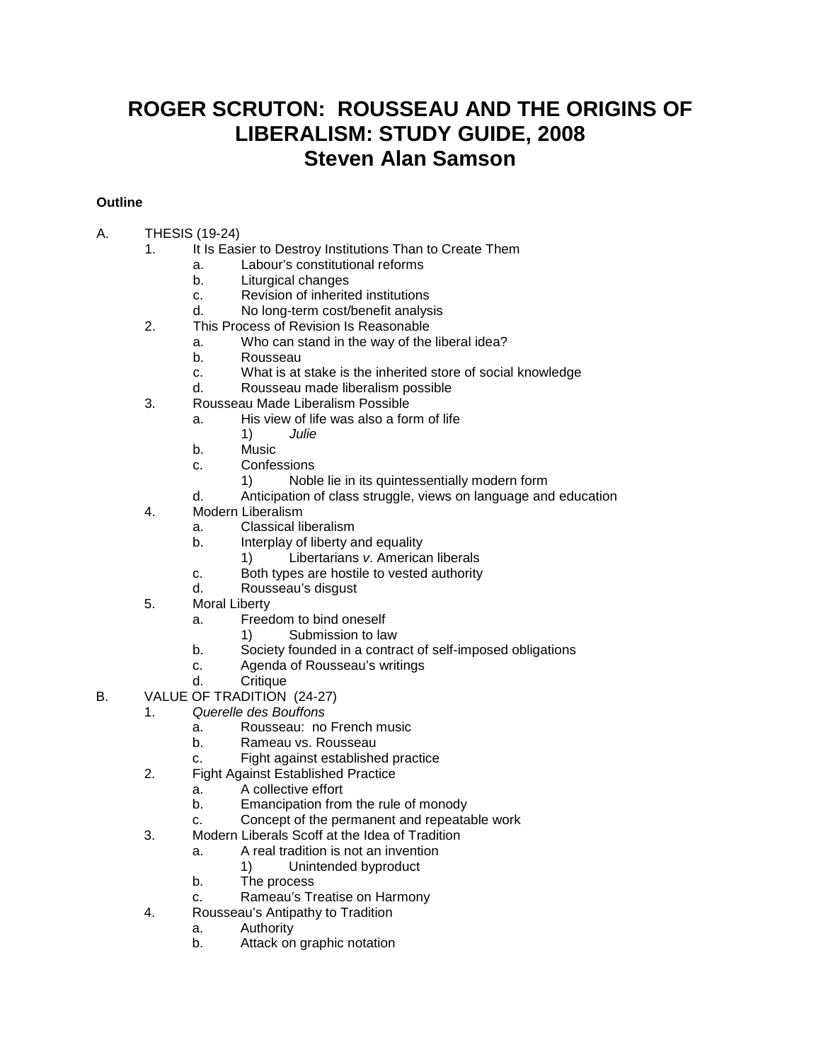# ROGER SCRUTON: ROUSSEAU AND THE ORIGINS OF LIBERALISM: STUDY GUIDE, 2008
## Steven Alan Samson

**Outline**

A. THESIS (19-24)
   1. It Is Easier to Destroy Institutions Than to Create Them
      a. Labour's constitutional reforms
      b. Liturgical changes
      c. Revision of inherited institutions
      d. No long-term cost/benefit analysis
   2. This Process of Revision Is Reasonable
      a. Who can stand in the way of the liberal idea?
      b. Rousseau
      c. What is at stake is the inherited store of social knowledge
      d. Rousseau made liberalism possible
   3. Rousseau Made Liberalism Possible
      a. His view of life was also a form of life
         1) *Julie*
      b. Music
      c. Confessions
         1) Noble lie in its quintessentially modern form
      d. Anticipation of class struggle, views on language and education
   4. Modern Liberalism
      a. Classical liberalism
      b. Interplay of liberty and equality
         1) Libertarians *v*. American liberals
      c. Both types are hostile to vested authority
      d. Rousseau's disgust
   5. Moral Liberty
      a. Freedom to bind oneself
         1) Submission to law
      b. Society founded in a contract of self-imposed obligations
      c. Agenda of Rousseau's writings
      d. Critique

B. VALUE OF TRADITION (24-27)
   1. *Querelle des Bouffons*
      a. Rousseau: no French music
      b. Rameau vs. Rousseau
      c. Fight against established practice
   2. Fight Against Established Practice
      a. A collective effort
      b. Emancipation from the rule of monody
      c. Concept of the permanent and repeatable work
   3. Modern Liberals Scoff at the Idea of Tradition
      a. A real tradition is not an invention
         1) Unintended byproduct
      b. The process
      c. Rameau's Treatise on Harmony
   4. Rousseau's Antipathy to Tradition
      a. Authority
      b. Attack on graphic notation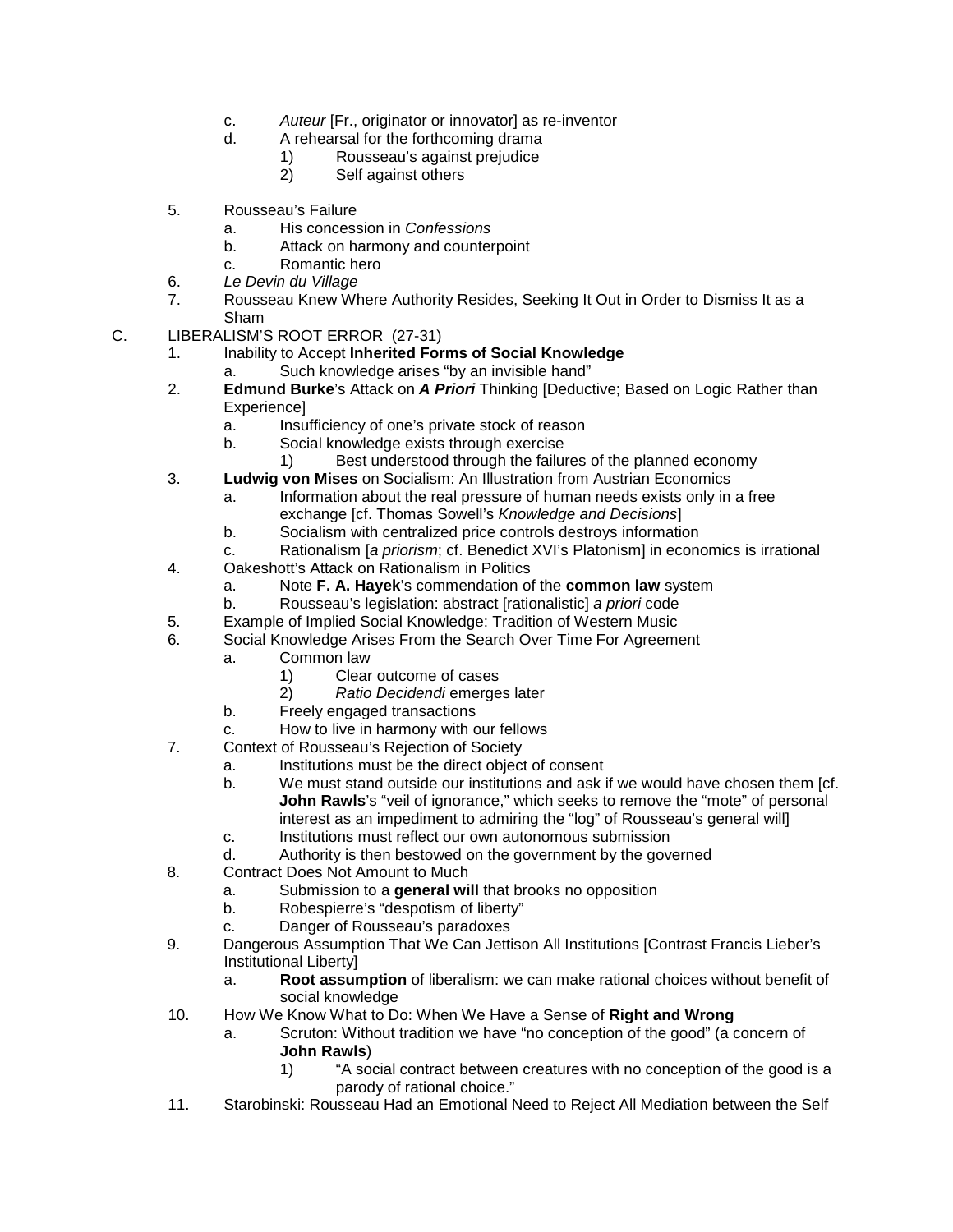- c. *Auteur* [Fr., originator or innovator] as re-inventor
   - d. A rehearsal for the forthcoming drama
     - 1) Rousseau's against prejudice
     - 2) Self against others

5. Rousseau's Failure
   - a. His concession in *Confessions*
   - b. Attack on harmony and counterpoint
   - c. Romantic hero
6. *Le Devin du Village*
7. Rousseau Knew Where Authority Resides, Seeking It Out in Order to Dismiss It as a Sham

C. LIBERALISM'S ROOT ERROR (27-31)

1. Inability to Accept **Inherited Forms of Social Knowledge**
   - a. Such knowledge arises "by an invisible hand"
2. **Edmund Burke**'s Attack on ***A Priori*** Thinking [Deductive; Based on Logic Rather than Experience]
   - a. Insufficiency of one's private stock of reason
   - b. Social knowledge exists through exercise
     - 1) Best understood through the failures of the planned economy
3. **Ludwig von Mises** on Socialism: An Illustration from Austrian Economics
   - a. Information about the real pressure of human needs exists only in a free exchange [cf. Thomas Sowell's *Knowledge and Decisions*]
   - b. Socialism with centralized price controls destroys information
   - c. Rationalism [*a priorism*; cf. Benedict XVI's Platonism] in economics is irrational
4. Oakeshott's Attack on Rationalism in Politics
   - a. Note **F. A. Hayek**'s commendation of the **common law** system
   - b. Rousseau's legislation: abstract [rationalistic] *a priori* code
5. Example of Implied Social Knowledge: Tradition of Western Music
6. Social Knowledge Arises From the Search Over Time For Agreement
   - a. Common law
     - 1) Clear outcome of cases
     - 2) *Ratio Decidendi* emerges later
   - b. Freely engaged transactions
   - c. How to live in harmony with our fellows
7. Context of Rousseau's Rejection of Society
   - a. Institutions must be the direct object of consent
   - b. We must stand outside our institutions and ask if we would have chosen them [cf. **John Rawls**'s "veil of ignorance," which seeks to remove the "mote" of personal interest as an impediment to admiring the "log" of Rousseau's general will]
   - c. Institutions must reflect our own autonomous submission
   - d. Authority is then bestowed on the government by the governed
8. Contract Does Not Amount to Much
   - a. Submission to a **general will** that brooks no opposition
   - b. Robespierre's "despotism of liberty"
   - c. Danger of Rousseau's paradoxes
9. Dangerous Assumption That We Can Jettison All Institutions [Contrast Francis Lieber's Institutional Liberty]
   - a. **Root assumption** of liberalism: we can make rational choices without benefit of social knowledge
10. How We Know What to Do: When We Have a Sense of **Right and Wrong**
    - a. Scruton: Without tradition we have "no conception of the good" (a concern of **John Rawls**)
      - 1) "A social contract between creatures with no conception of the good is a parody of rational choice."
11. Starobinski: Rousseau Had an Emotional Need to Reject All Mediation between the Self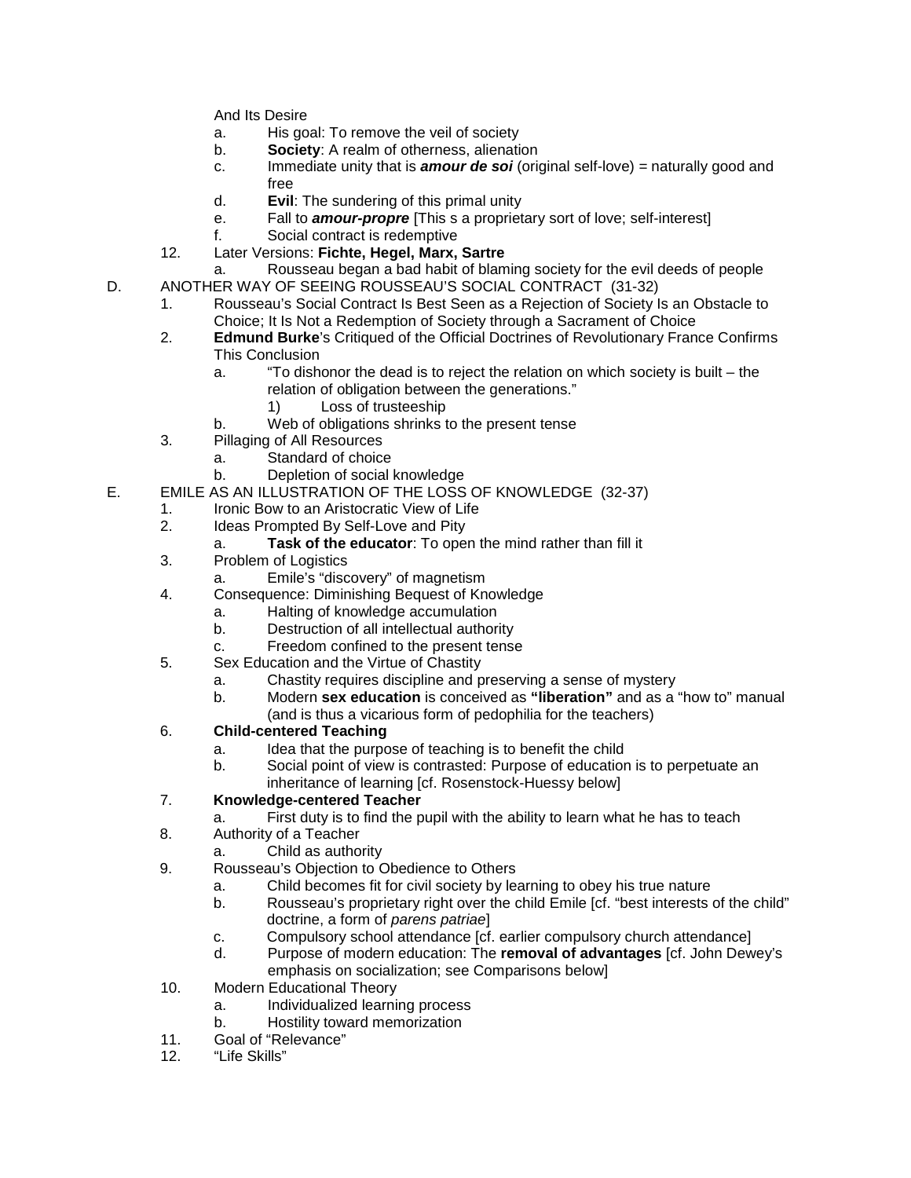And Its Desire

a. His goal: To remove the veil of society
b. **Society**: A realm of otherness, alienation
c. Immediate unity that is ***amour de soi*** (original self-love) = naturally good and free
d. **Evil**: The sundering of this primal unity
e. Fall to ***amour-propre*** [This s a proprietary sort of love; self-interest]
f. Social contract is redemptive

12. Later Versions: **Fichte, Hegel, Marx, Sartre**
    a. Rousseau began a bad habit of blaming society for the evil deeds of people

D. ANOTHER WAY OF SEEING ROUSSEAU'S SOCIAL CONTRACT (31-32)

1. Rousseau's Social Contract Is Best Seen as a Rejection of Society Is an Obstacle to Choice; It Is Not a Redemption of Society through a Sacrament of Choice
2. **Edmund Burke**'s Critiqued of the Official Doctrines of Revolutionary France Confirms This Conclusion
    a. "To dishonor the dead is to reject the relation on which society is built – the relation of obligation between the generations."
        1) Loss of trusteeship
    b. Web of obligations shrinks to the present tense
3. Pillaging of All Resources
    a. Standard of choice
    b. Depletion of social knowledge

E. EMILE AS AN ILLUSTRATION OF THE LOSS OF KNOWLEDGE (32-37)

1. Ironic Bow to an Aristocratic View of Life
2. Ideas Prompted By Self-Love and Pity
    a. **Task of the educator**: To open the mind rather than fill it
3. Problem of Logistics
    a. Emile's "discovery" of magnetism
4. Consequence: Diminishing Bequest of Knowledge
    a. Halting of knowledge accumulation
    b. Destruction of all intellectual authority
    c. Freedom confined to the present tense
5. Sex Education and the Virtue of Chastity
    a. Chastity requires discipline and preserving a sense of mystery
    b. Modern **sex education** is conceived as **"liberation"** and as a "how to" manual (and is thus a vicarious form of pedophilia for the teachers)
6. **Child-centered Teaching**
    a. Idea that the purpose of teaching is to benefit the child
    b. Social point of view is contrasted: Purpose of education is to perpetuate an inheritance of learning [cf. Rosenstock-Huessy below]
7. **Knowledge-centered Teacher**
    a. First duty is to find the pupil with the ability to learn what he has to teach
8. Authority of a Teacher
    a. Child as authority
9. Rousseau's Objection to Obedience to Others
    a. Child becomes fit for civil society by learning to obey his true nature
    b. Rousseau's proprietary right over the child Emile [cf. "best interests of the child" doctrine, a form of *parens patriae*]
    c. Compulsory school attendance [cf. earlier compulsory church attendance]
    d. Purpose of modern education: The **removal of advantages** [cf. John Dewey's emphasis on socialization; see Comparisons below]
10. Modern Educational Theory
    a. Individualized learning process
    b. Hostility toward memorization
11. Goal of "Relevance"
12. "Life Skills"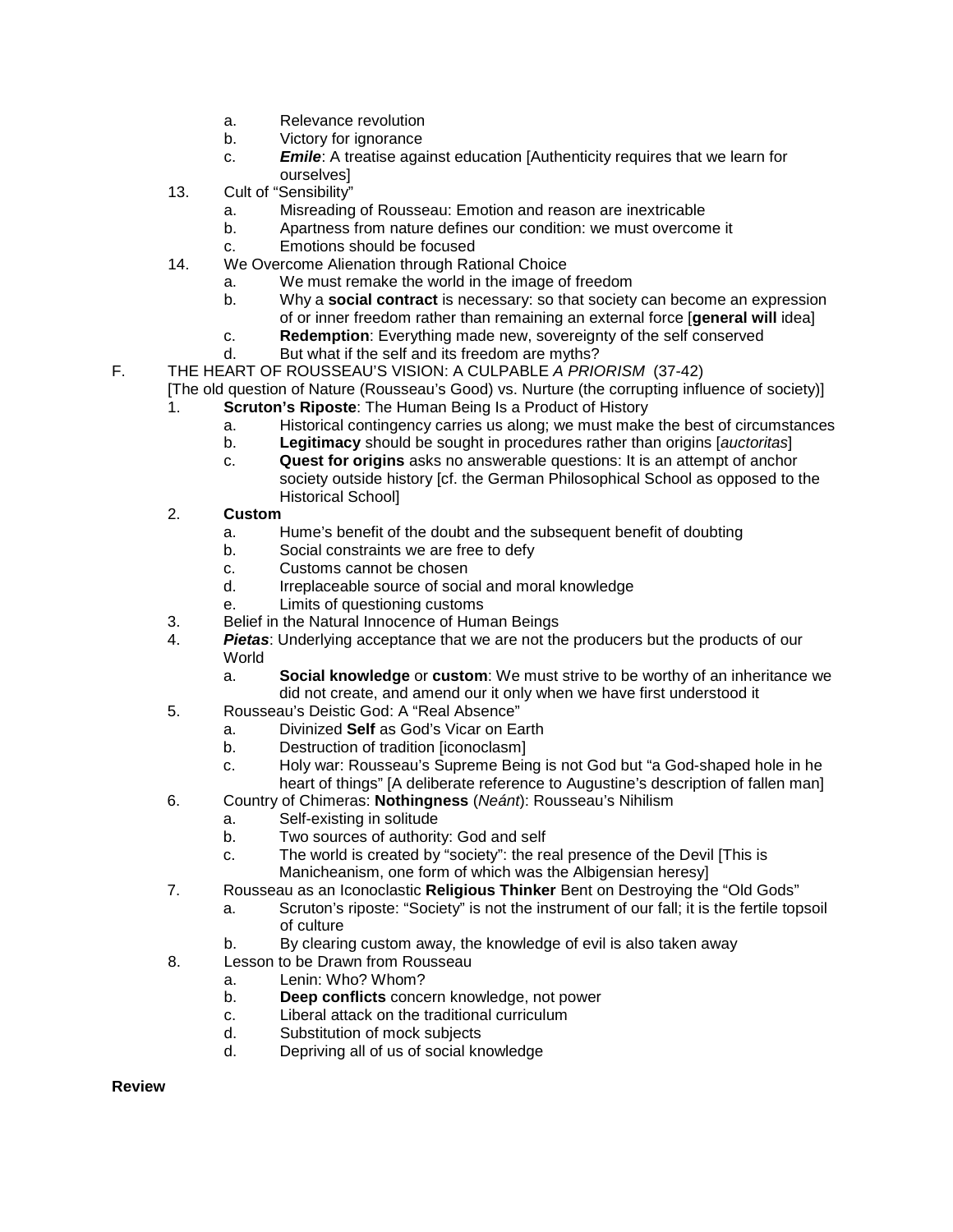a. Relevance revolution
   b. Victory for ignorance
   c. ***Emile***: A treatise against education [Authenticity requires that we learn for ourselves]

13. Cult of "Sensibility"
    a. Misreading of Rousseau: Emotion and reason are inextricable
    b. Apartness from nature defines our condition: we must overcome it
    c. Emotions should be focused

14. We Overcome Alienation through Rational Choice
    a. We must remake the world in the image of freedom
    b. Why a **social contract** is necessary: so that society can become an expression of or inner freedom rather than remaining an external force [**general will** idea]
    c. **Redemption**: Everything made new, sovereignty of the self conserved
    d. But what if the self and its freedom are myths?

F. THE HEART OF ROUSSEAU'S VISION: A CULPABLE *A PRIORISM* (37-42)

[The old question of Nature (Rousseau's Good) vs. Nurture (the corrupting influence of society)]

1. **Scruton's Riposte**: The Human Being Is a Product of History
   a. Historical contingency carries us along; we must make the best of circumstances
   b. **Legitimacy** should be sought in procedures rather than origins [*auctoritas*]
   c. **Quest for origins** asks no answerable questions: It is an attempt of anchor society outside history [cf. the German Philosophical School as opposed to the Historical School]

2. **Custom**
   a. Hume's benefit of the doubt and the subsequent benefit of doubting
   b. Social constraints we are free to defy
   c. Customs cannot be chosen
   d. Irreplaceable source of social and moral knowledge
   e. Limits of questioning customs

3. Belief in the Natural Innocence of Human Beings

4. ***Pietas***: Underlying acceptance that we are not the producers but the products of our World
   a. **Social knowledge** or **custom**: We must strive to be worthy of an inheritance we did not create, and amend our it only when we have first understood it

5. Rousseau's Deistic God: A "Real Absence"
   a. Divinized **Self** as God's Vicar on Earth
   b. Destruction of tradition [iconoclasm]
   c. Holy war: Rousseau's Supreme Being is not God but "a God-shaped hole in he heart of things" [A deliberate reference to Augustine's description of fallen man]

6. Country of Chimeras: **Nothingness** (*Neánt*): Rousseau's Nihilism
   a. Self-existing in solitude
   b. Two sources of authority: God and self
   c. The world is created by "society": the real presence of the Devil [This is Manicheanism, one form of which was the Albigensian heresy]

7. Rousseau as an Iconoclastic **Religious Thinker** Bent on Destroying the "Old Gods"
   a. Scruton's riposte: "Society" is not the instrument of our fall; it is the fertile topsoil of culture
   b. By clearing custom away, the knowledge of evil is also taken away

8. Lesson to be Drawn from Rousseau
   a. Lenin: Who? Whom?
   b. **Deep conflicts** concern knowledge, not power
   c. Liberal attack on the traditional curriculum
   d. Substitution of mock subjects
   d. Depriving all of us of social knowledge

**Review**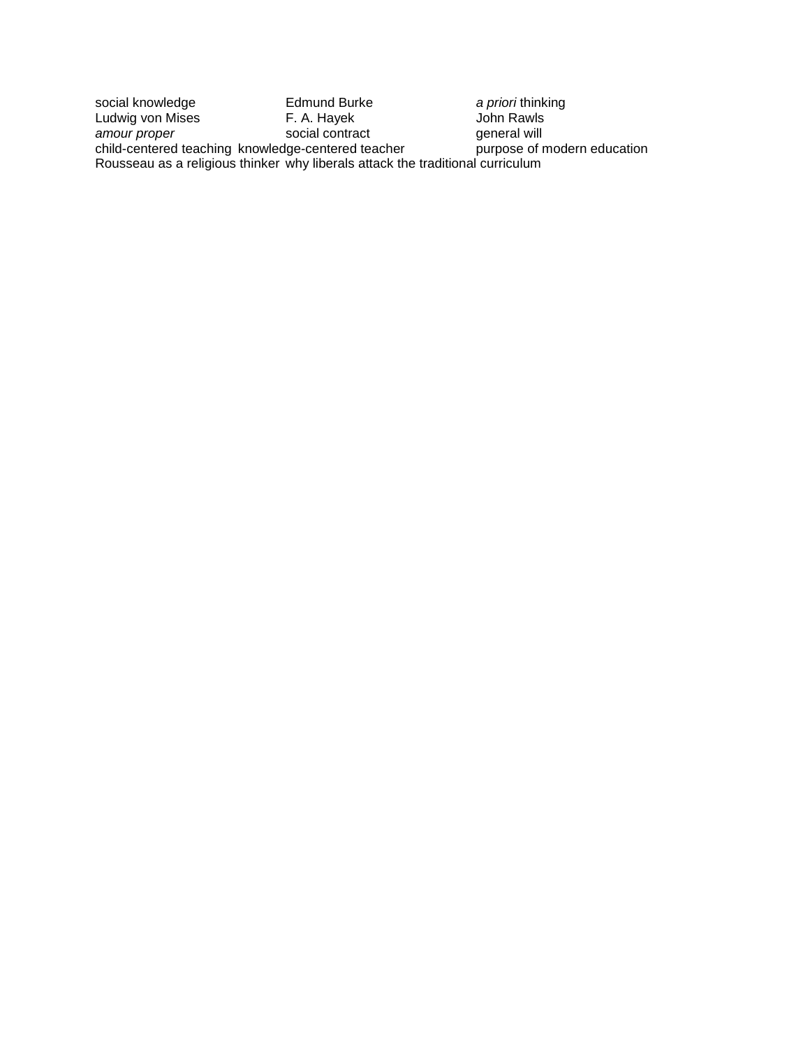| | | |
|---|---|---|
| social knowledge | Edmund Burke | *a priori* thinking |
| Ludwig von Mises | F. A. Hayek | John Rawls |
| *amour proper* | social contract | general will |
| child-centered teaching | knowledge-centered teacher | purpose of modern education |
| Rousseau as a religious thinker | why liberals attack the traditional curriculum | |